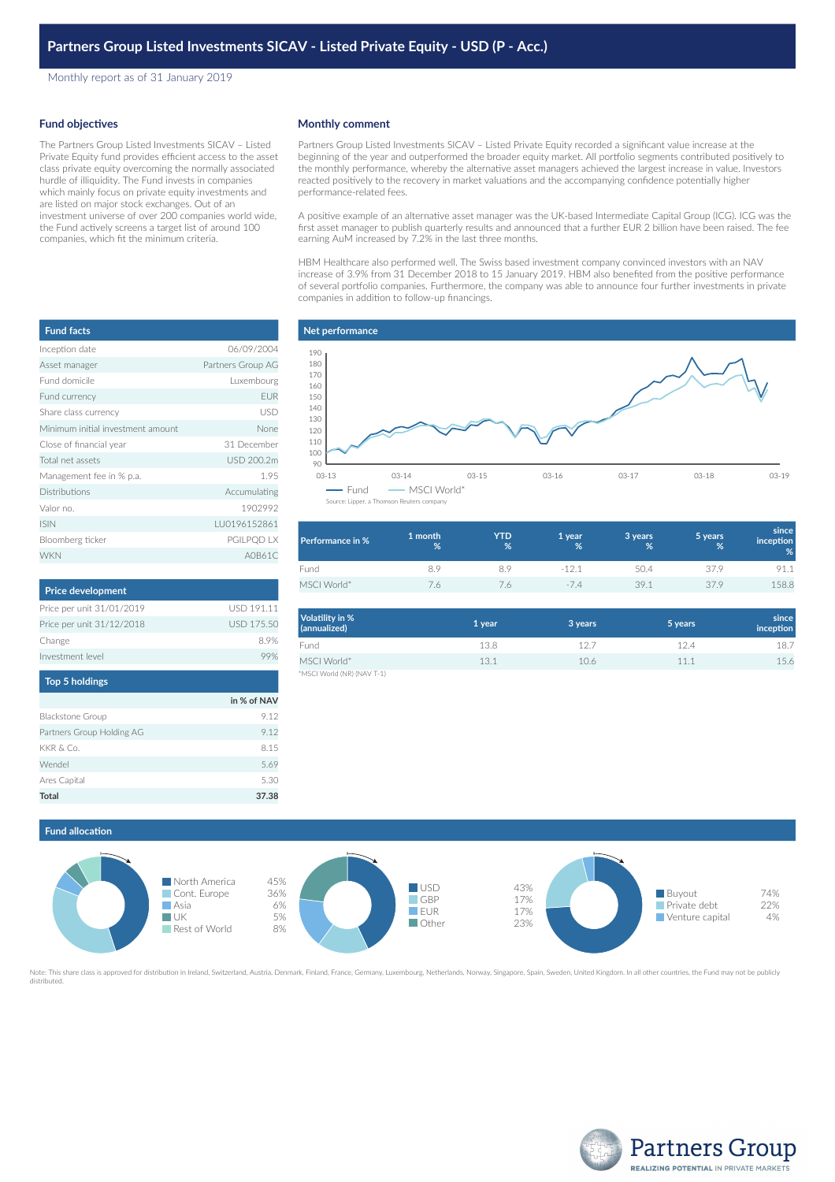# Partners Group Listed Investments SICAV - Listed Private Equity - USD (P - Acc.)

Monthly report as of 31 January 2019

## Fund objectives

The Partners Group Listed Investments SICAV – Listed Private Equity fund provides efficient access to the asset class private equity overcoming the normally associated hurdle of illiquidity. The Fund invests in companies which mainly focus on private equity investments and are listed on major stock exchanges. Out of an investment universe of over 200 companies world wide, the Fund actively screens a target list of around 100 companies, which fit the minimum criteria.

## Monthly comment

Partners Group Listed Investments SICAV – Listed Private Equity recorded a significant value increase at the beginning of the year and outperformed the broader equity market. All portfolio segments contributed positively to the monthly performance, whereby the alternative asset managers achieved the largest increase in value. Investors reacted positively to the recovery in market valuations and the accompanying confidence potentially higher performance-related fees.

A positive example of an alternative asset manager was the UK-based Intermediate Capital Group (ICG). ICG was the first asset manager to publish quarterly results and announced that a further EUR 2 billion have been raised. The fee earning AuM increased by 7.2% in the last three months.

HBM Healthcare also performed well. The Swiss based investment company convinced investors with an NAV increase of 3.9% from 31 December 2018 to 15 January 2019. HBM also benefited from the positive performance of several portfolio companies. Furthermore, the company was able to announce four further investments in private companies in addition to follow-up financings.

## Fund facts

| | |
|---|---|
| Inception date | 06/09/2004 |
| Asset manager | Partners Group AG |
| Fund domicile | Luxembourg |
| Fund currency | EUR |
| Share class currency | USD |
| Minimum initial investment amount | None |
| Close of financial year | 31 December |
| Total net assets | USD 200.2m |
| Management fee in % p.a. | 1.95 |
| Distributions | Accumulating |
| Valor no. | 1902992 |
| ISIN | LU0196152861 |
| Bloomberg ticker | PGILPQD LX |
| WKN | A0B61C |

## Net performance

Fund — MSCI World*

Source: Lipper, a Thomson Reuters company

| Performance in % | 1 month % | YTD % | 1 year % | 3 years % | 5 years % | since inception % |
|---|---|---|---|---|---|---|
| Fund | 8.9 | 8.9 | -12.1 | 50.4 | 37.9 | 91.1 |
| MSCI World* | 7.6 | 7.6 | -7.4 | 39.1 | 37.9 | 158.8 |

| Volatility in % (annualized) | 1 year | 3 years | 5 years | since inception |
|---|---|---|---|---|
| Fund | 13.8 | 12.7 | 12.4 | 18.7 |
| MSCI World* | 13.1 | 10.6 | 11.1 | 15.6 |

*MSCI World (NR) (NAV T-1)

## Price development

| | |
|---|---|
| Price per unit 31/01/2019 | USD 191.11 |
| Price per unit 31/12/2018 | USD 175.50 |
| Change | 8.9% |
| Investment level | 99% |

## Top 5 holdings

| | in % of NAV |
|---|---|
| Blackstone Group | 9.12 |
| Partners Group Holding AG | 9.12 |
| KKR & Co. | 8.15 |
| Wendel | 5.69 |
| Ares Capital | 5.30 |
| **Total** | **37.38** |

## Fund allocation

| Region | |
|---|---|
| North America | 45% |
| Cont. Europe | 36% |
| Asia | 6% |
| UK | 5% |
| Rest of World | 8% |

| Currency | |
|---|---|
| USD | 43% |
| GBP | 17% |
| EUR | 17% |
| Other | 23% |

| Segment | |
|---|---|
| Buyout | 74% |
| Private debt | 22% |
| Venture capital | 4% |

Note: This share class is approved for distribution in Ireland, Switzerland, Austria, Denmark, Finland, France, Germany, Luxembourg, Netherlands, Norway, Singapore, Spain, Sweden, United Kingdom. In all other countries, the Fund may not be publicly distributed.

Partners Group
REALIZING POTENTIAL IN PRIVATE MARKETS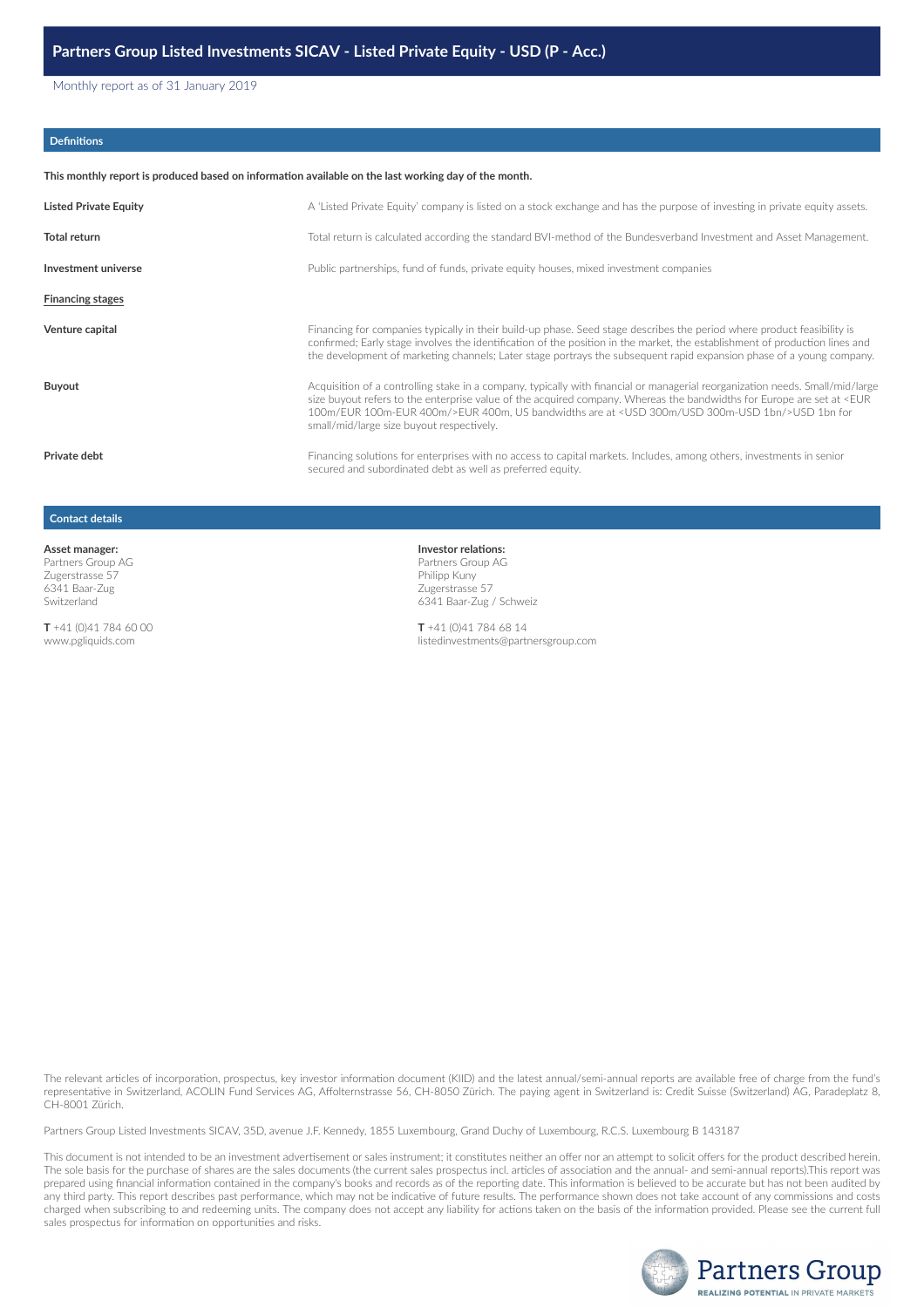# Partners Group Listed Investments SICAV - Listed Private Equity - USD (P - Acc.)

Monthly report as of 31 January 2019

## Definitions

**This monthly report is produced based on information available on the last working day of the month.**

| | |
|---|---|
| **Listed Private Equity** | A 'Listed Private Equity' company is listed on a stock exchange and has the purpose of investing in private equity assets. |
| **Total return** | Total return is calculated according the standard BVI-method of the Bundesverband Investment and Asset Management. |
| **Investment universe** | Public partnerships, fund of funds, private equity houses, mixed investment companies |
| **Financing stages** | |
| **Venture capital** | Financing for companies typically in their build-up phase. Seed stage describes the period where product feasibility is confirmed; Early stage involves the identification of the position in the market, the establishment of production lines and the development of marketing channels; Later stage portrays the subsequent rapid expansion phase of a young company. |
| **Buyout** | Acquisition of a controlling stake in a company, typically with financial or managerial reorganization needs. Small/mid/large size buyout refers to the enterprise value of the acquired company. Whereas the bandwidths for Europe are set at <EUR 100m/EUR 100m-EUR 400m/>EUR 400m, US bandwidths are at <USD 300m/USD 300m-USD 1bn/>USD 1bn for small/mid/large size buyout respectively. |
| **Private debt** | Financing solutions for enterprises with no access to capital markets. Includes, among others, investments in senior secured and subordinated debt as well as preferred equity. |

## Contact details

**Asset manager:**
Partners Group AG
Zugerstrasse 57
6341 Baar-Zug
Switzerland

**T** +41 (0)41 784 60 00
www.pgliquids.com

**Investor relations:**
Partners Group AG
Philipp Kuny
Zugerstrasse 57
6341 Baar-Zug / Schweiz

**T** +41 (0)41 784 68 14
listedinvestments@partnersgroup.com

The relevant articles of incorporation, prospectus, key investor information document (KIID) and the latest annual/semi-annual reports are available free of charge from the fund's representative in Switzerland, ACOLIN Fund Services AG, Affolternstrasse 56, CH-8050 Zürich. The paying agent in Switzerland is: Credit Suisse (Switzerland) AG, Paradeplatz 8, CH-8001 Zürich.

Partners Group Listed Investments SICAV, 35D, avenue J.F. Kennedy, 1855 Luxembourg, Grand Duchy of Luxembourg, R.C.S. Luxembourg B 143187

This document is not intended to be an investment advertisement or sales instrument; it constitutes neither an offer nor an attempt to solicit offers for the product described herein. The sole basis for the purchase of shares are the sales documents (the current sales prospectus incl. articles of association and the annual- and semi-annual reports).This report was prepared using financial information contained in the company's books and records as of the reporting date. This information is believed to be accurate but has not been audited by any third party. This report describes past performance, which may not be indicative of future results. The performance shown does not take account of any commissions and costs charged when subscribing to and redeeming units. The company does not accept any liability for actions taken on the basis of the information provided. Please see the current full sales prospectus for information on opportunities and risks.

Partners Group
REALIZING POTENTIAL IN PRIVATE MARKETS